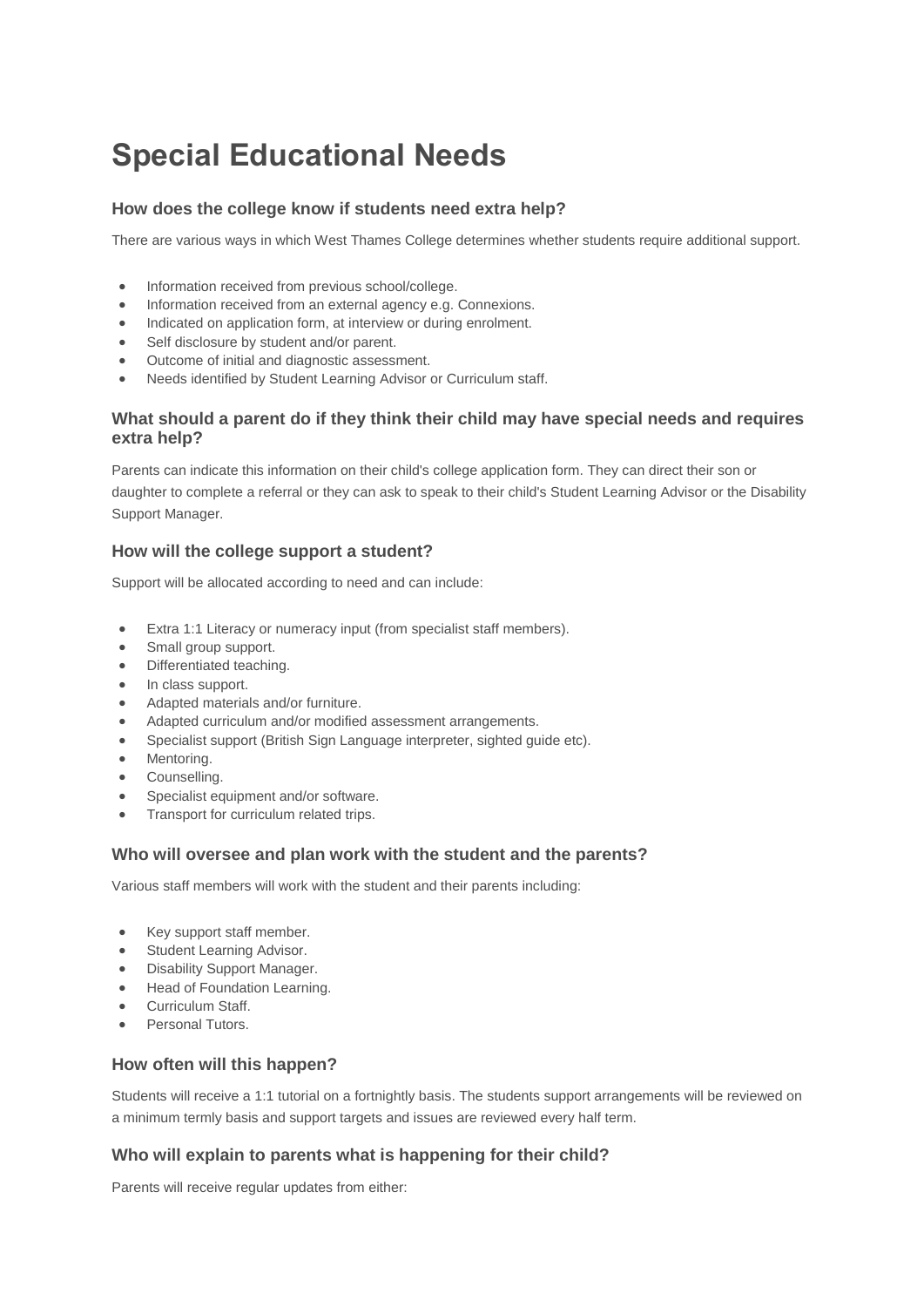# Special Educational Needs

### How does the college know if students need extra help?

There are various ways in which West Thames College determines whether students require additional support.

- Information received from previous school/college.
- Information received from an external agency e.g. Connexions.
- Indicated on application form, at interview or during enrolment.
- Self disclosure by student and/or parent.
- Outcome of initial and diagnostic assessment.
- Needs identified by Student Learning Advisor or Curriculum staff.

### What should a parent do if they think their child may have special needs and requires extra help?

Parents can indicate this information on their child's college application form. They can direct their son or daughter to complete a referral or they can ask to speak to their child's Student Learning Advisor or the Disability Support Manager.

### How will the college support a student?

Support will be allocated according to need and can include:

- Extra 1:1 Literacy or numeracy input (from specialist staff members).
- Small group support.
- Differentiated teaching.
- In class support.
- Adapted materials and/or furniture.
- Adapted curriculum and/or modified assessment arrangements.
- Specialist support (British Sign Language interpreter, sighted guide etc).
- Mentoring.
- Counselling.
- Specialist equipment and/or software.
- Transport for curriculum related trips.

### Who will oversee and plan work with the student and the parents?

Various staff members will work with the student and their parents including:

- Key support staff member.
- Student Learning Advisor.
- Disability Support Manager.
- Head of Foundation Learning.
- Curriculum Staff.
- Personal Tutors.

### How often will this happen?

Students will receive a 1:1 tutorial on a fortnightly basis. The students support arrangements will be reviewed on a minimum termly basis and support targets and issues are reviewed every half term.

### Who will explain to parents what is happening for their child?

Parents will receive regular updates from either: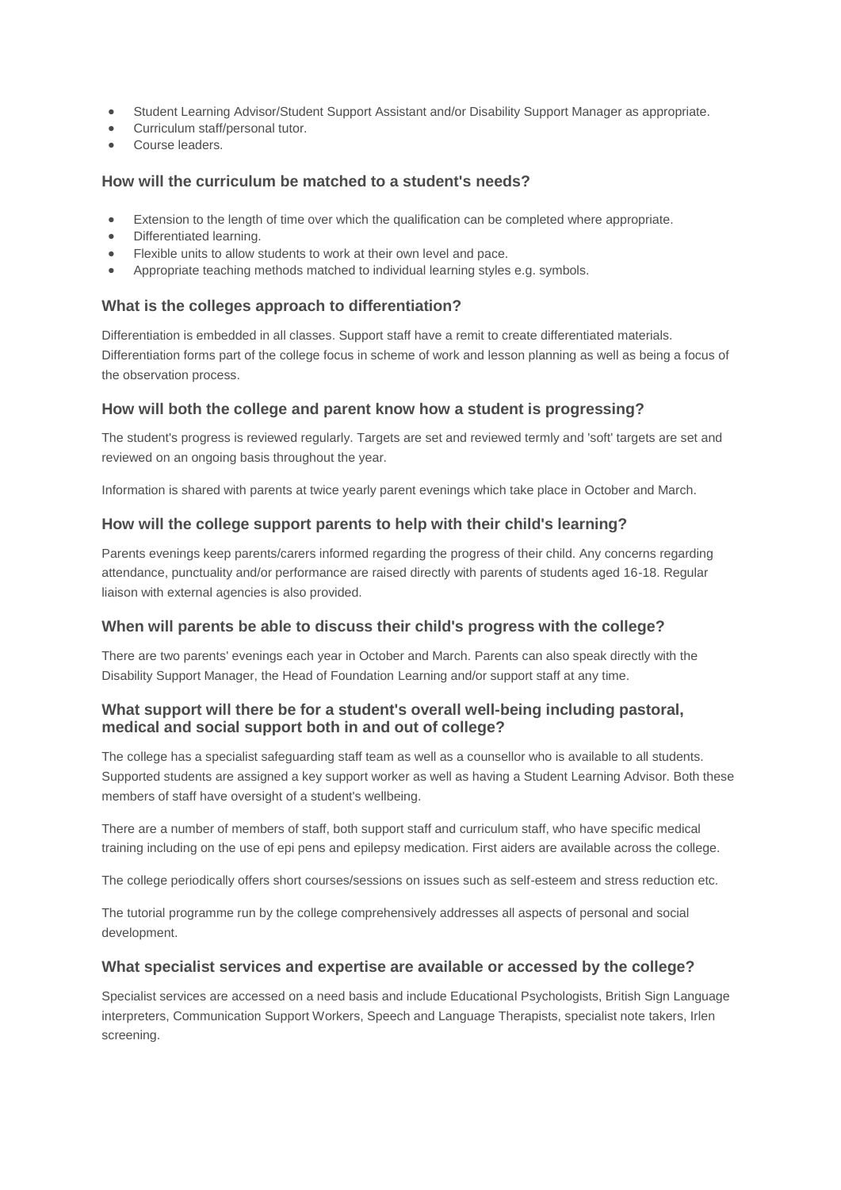- Student Learning Advisor/Student Support Assistant and/or Disability Support Manager as appropriate.
- Curriculum staff/personal tutor.
- Course leaders.

### How will the curriculum be matched to a student's needs?

- Extension to the length of time over which the qualification can be completed where appropriate.
- Differentiated learning.
- Flexible units to allow students to work at their own level and pace.
- Appropriate teaching methods matched to individual learning styles e.g. symbols.

### What is the colleges approach to differentiation?

Differentiation is embedded in all classes. Support staff have a remit to create differentiated materials. Differentiation forms part of the college focus in scheme of work and lesson planning as well as being a focus of the observation process.

### How will both the college and parent know how a student is progressing?

The student's progress is reviewed regularly. Targets are set and reviewed termly and 'soft' targets are set and reviewed on an ongoing basis throughout the year.

Information is shared with parents at twice yearly parent evenings which take place in October and March.

### How will the college support parents to help with their child's learning?

Parents evenings keep parents/carers informed regarding the progress of their child. Any concerns regarding attendance, punctuality and/or performance are raised directly with parents of students aged 16-18. Regular liaison with external agencies is also provided.

### When will parents be able to discuss their child's progress with the college?

There are two parents' evenings each year in October and March. Parents can also speak directly with the Disability Support Manager, the Head of Foundation Learning and/or support staff at any time.

### What support will there be for a student's overall well-being including pastoral, medical and social support both in and out of college?

The college has a specialist safeguarding staff team as well as a counsellor who is available to all students. Supported students are assigned a key support worker as well as having a Student Learning Advisor. Both these members of staff have oversight of a student's wellbeing.

There are a number of members of staff, both support staff and curriculum staff, who have specific medical training including on the use of epi pens and epilepsy medication. First aiders are available across the college.

The college periodically offers short courses/sessions on issues such as self-esteem and stress reduction etc.

The tutorial programme run by the college comprehensively addresses all aspects of personal and social development.

### What specialist services and expertise are available or accessed by the college?

Specialist services are accessed on a need basis and include Educational Psychologists, British Sign Language interpreters, Communication Support Workers, Speech and Language Therapists, specialist note takers, Irlen screening.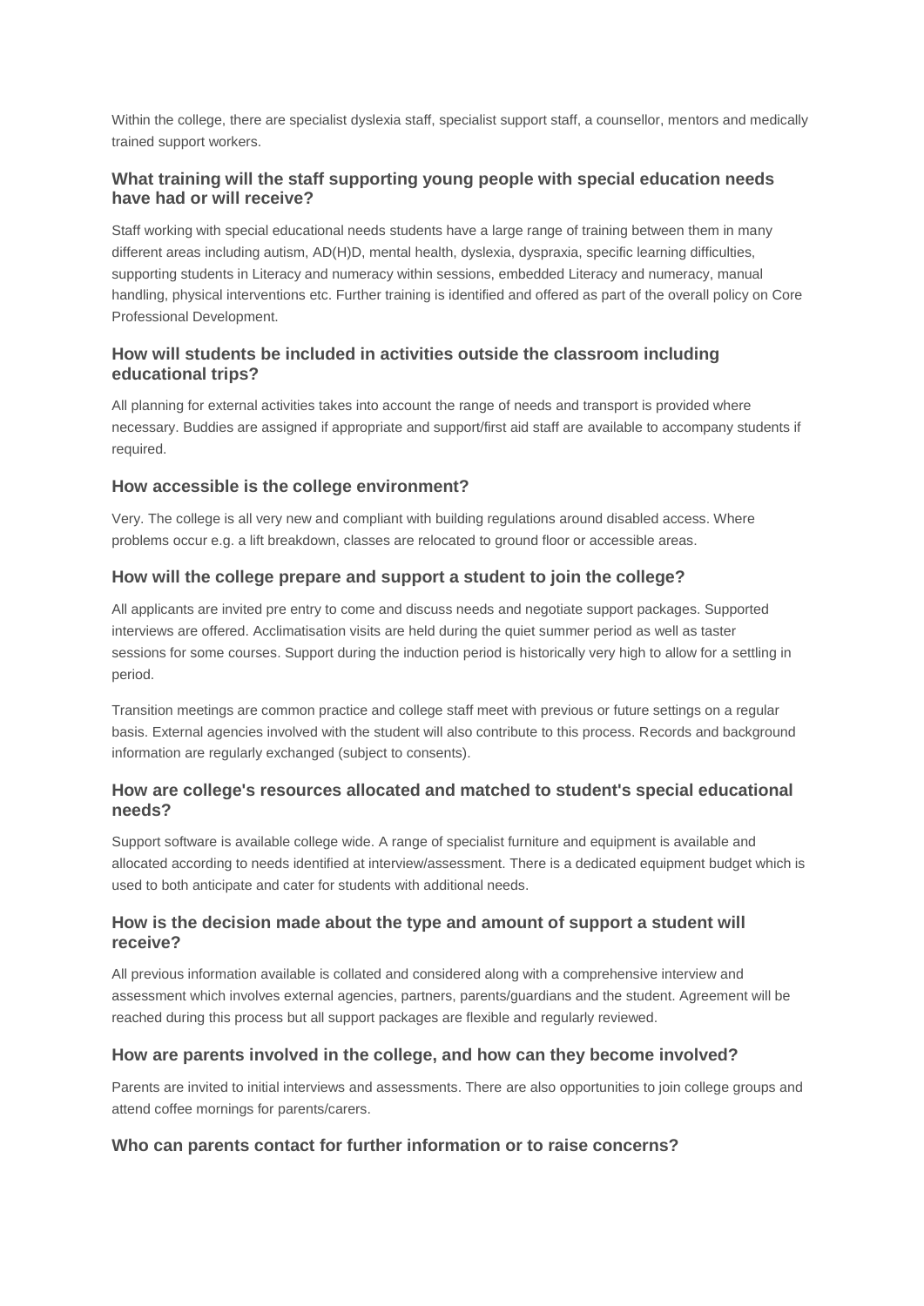Within the college, there are specialist dyslexia staff, specialist support staff, a counsellor, mentors and medically trained support workers.

### What training will the staff supporting young people with special education needs have had or will receive?

Staff working with special educational needs students have a large range of training between them in many different areas including autism, AD(H)D, mental health, dyslexia, dyspraxia, specific learning difficulties, supporting students in Literacy and numeracy within sessions, embedded Literacy and numeracy, manual handling, physical interventions etc. Further training is identified and offered as part of the overall policy on Core Professional Development.

### How will students be included in activities outside the classroom including educational trips?

All planning for external activities takes into account the range of needs and transport is provided where necessary. Buddies are assigned if appropriate and support/first aid staff are available to accompany students if required.

### How accessible is the college environment?

Very. The college is all very new and compliant with building regulations around disabled access. Where problems occur e.g. a lift breakdown, classes are relocated to ground floor or accessible areas.

### How will the college prepare and support a student to join the college?

All applicants are invited pre entry to come and discuss needs and negotiate support packages. Supported interviews are offered. Acclimatisation visits are held during the quiet summer period as well as taster sessions for some courses. Support during the induction period is historically very high to allow for a settling in period.

Transition meetings are common practice and college staff meet with previous or future settings on a regular basis. External agencies involved with the student will also contribute to this process. Records and background information are regularly exchanged (subject to consents).

### How are college's resources allocated and matched to student's special educational needs?

Support software is available college wide. A range of specialist furniture and equipment is available and allocated according to needs identified at interview/assessment. There is a dedicated equipment budget which is used to both anticipate and cater for students with additional needs.

### How is the decision made about the type and amount of support a student will receive?

All previous information available is collated and considered along with a comprehensive interview and assessment which involves external agencies, partners, parents/guardians and the student. Agreement will be reached during this process but all support packages are flexible and regularly reviewed.

### How are parents involved in the college, and how can they become involved?

Parents are invited to initial interviews and assessments. There are also opportunities to join college groups and attend coffee mornings for parents/carers.

### Who can parents contact for further information or to raise concerns?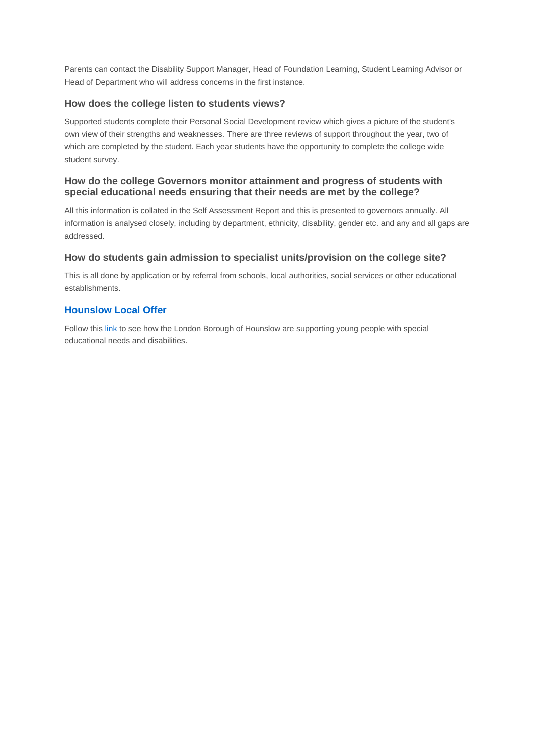Parents can contact the Disability Support Manager, Head of Foundation Learning, Student Learning Advisor or Head of Department who will address concerns in the first instance.

### How does the college listen to students views?

Supported students complete their Personal Social Development review which gives a picture of the student's own view of their strengths and weaknesses. There are three reviews of support throughout the year, two of which are completed by the student. Each year students have the opportunity to complete the college wide student survey.

### How do the college Governors monitor attainment and progress of students with special educational needs ensuring that their needs are met by the college?

All this information is collated in the Self Assessment Report and this is presented to governors annually. All information is analysed closely, including by department, ethnicity, disability, gender etc. and any and all gaps are addressed.

### How do students gain admission to specialist units/provision on the college site?

This is all done by application or by referral from schools, local authorities, social services or other educational establishments.

## Hounslow Local Offer

Follow this link to see how the London Borough of Hounslow are supporting young people with special educational needs and disabilities.